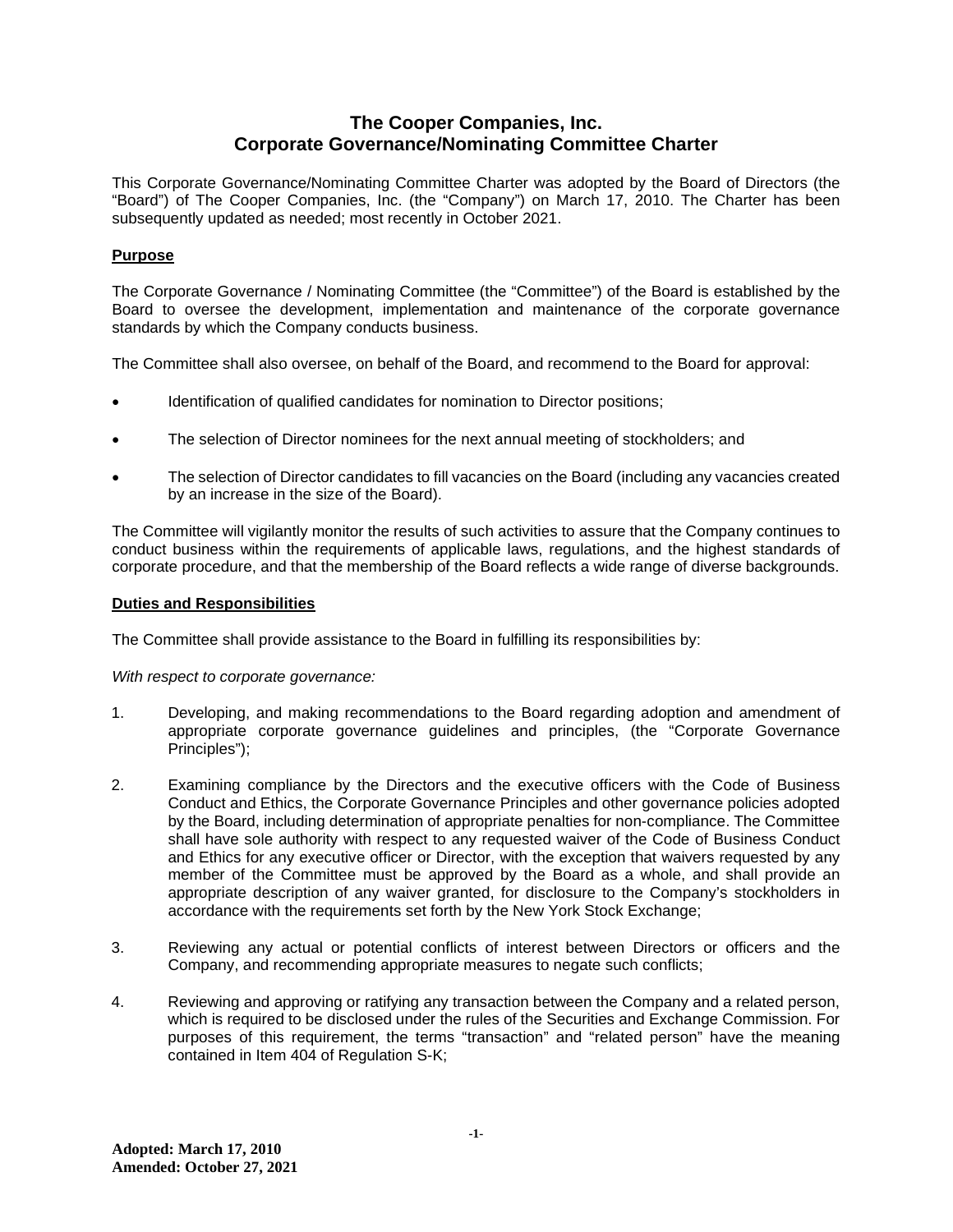# The Cooper Companies, Inc.
# Corporate Governance/Nominating Committee Charter

This Corporate Governance/Nominating Committee Charter was adopted by the Board of Directors (the "Board") of The Cooper Companies, Inc. (the "Company") on March 17, 2010. The Charter has been subsequently updated as needed; most recently in October 2021.

## Purpose

The Corporate Governance / Nominating Committee (the "Committee") of the Board is established by the Board to oversee the development, implementation and maintenance of the corporate governance standards by which the Company conducts business.

The Committee shall also oversee, on behalf of the Board, and recommend to the Board for approval:

- Identification of qualified candidates for nomination to Director positions;
- The selection of Director nominees for the next annual meeting of stockholders; and
- The selection of Director candidates to fill vacancies on the Board (including any vacancies created by an increase in the size of the Board).

The Committee will vigilantly monitor the results of such activities to assure that the Company continues to conduct business within the requirements of applicable laws, regulations, and the highest standards of corporate procedure, and that the membership of the Board reflects a wide range of diverse backgrounds.

## Duties and Responsibilities

The Committee shall provide assistance to the Board in fulfilling its responsibilities by:

*With respect to corporate governance:*

1. Developing, and making recommendations to the Board regarding adoption and amendment of appropriate corporate governance guidelines and principles, (the "Corporate Governance Principles");

2. Examining compliance by the Directors and the executive officers with the Code of Business Conduct and Ethics, the Corporate Governance Principles and other governance policies adopted by the Board, including determination of appropriate penalties for non-compliance. The Committee shall have sole authority with respect to any requested waiver of the Code of Business Conduct and Ethics for any executive officer or Director, with the exception that waivers requested by any member of the Committee must be approved by the Board as a whole, and shall provide an appropriate description of any waiver granted, for disclosure to the Company's stockholders in accordance with the requirements set forth by the New York Stock Exchange;

3. Reviewing any actual or potential conflicts of interest between Directors or officers and the Company, and recommending appropriate measures to negate such conflicts;

4. Reviewing and approving or ratifying any transaction between the Company and a related person, which is required to be disclosed under the rules of the Securities and Exchange Commission. For purposes of this requirement, the terms "transaction" and "related person" have the meaning contained in Item 404 of Regulation S-K;

**Adopted: March 17, 2010**
**Amended: October 27, 2021**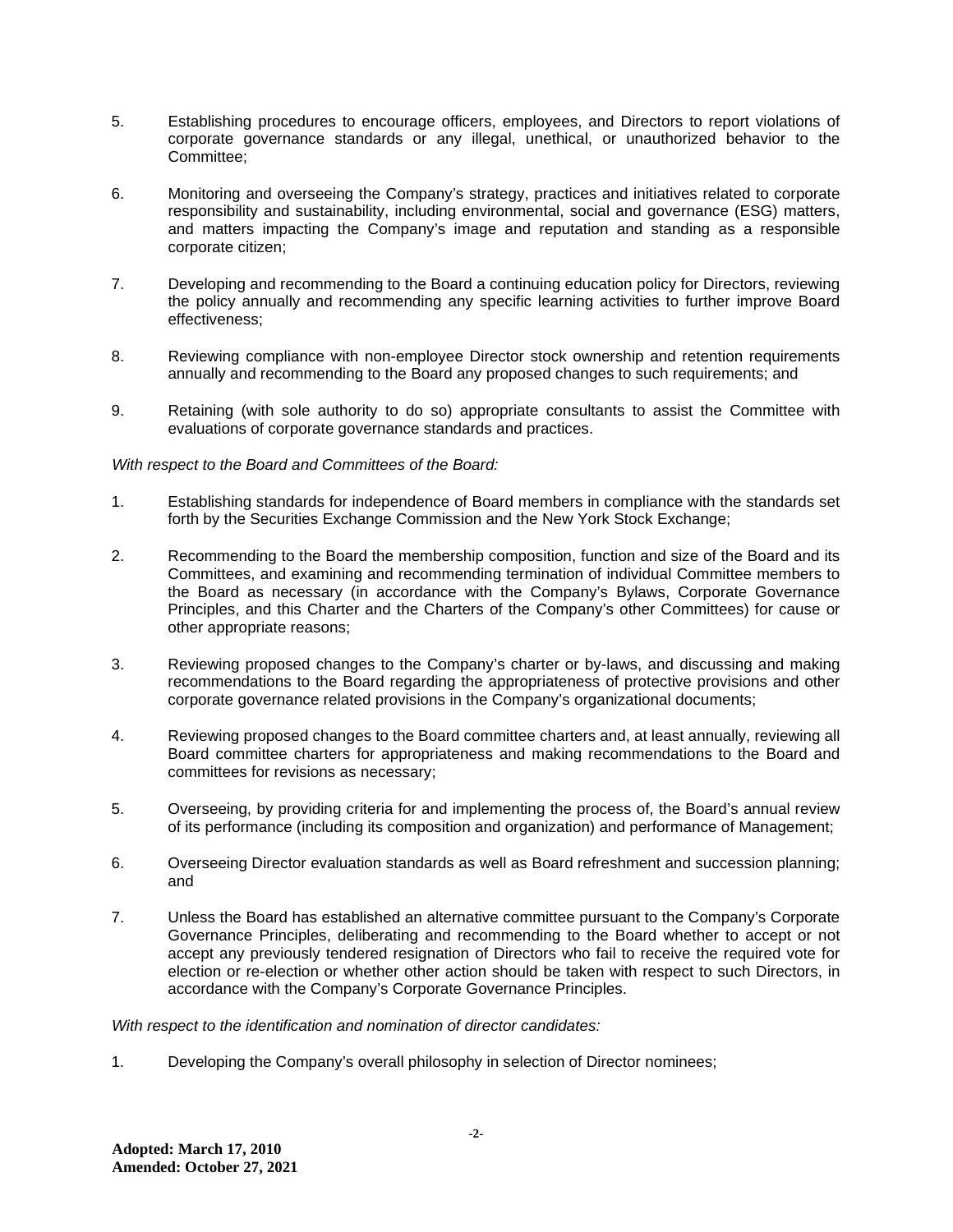5. Establishing procedures to encourage officers, employees, and Directors to report violations of corporate governance standards or any illegal, unethical, or unauthorized behavior to the Committee;

6. Monitoring and overseeing the Company's strategy, practices and initiatives related to corporate responsibility and sustainability, including environmental, social and governance (ESG) matters, and matters impacting the Company's image and reputation and standing as a responsible corporate citizen;

7. Developing and recommending to the Board a continuing education policy for Directors, reviewing the policy annually and recommending any specific learning activities to further improve Board effectiveness;

8. Reviewing compliance with non-employee Director stock ownership and retention requirements annually and recommending to the Board any proposed changes to such requirements; and

9. Retaining (with sole authority to do so) appropriate consultants to assist the Committee with evaluations of corporate governance standards and practices.

*With respect to the Board and Committees of the Board:*

1. Establishing standards for independence of Board members in compliance with the standards set forth by the Securities Exchange Commission and the New York Stock Exchange;

2. Recommending to the Board the membership composition, function and size of the Board and its Committees, and examining and recommending termination of individual Committee members to the Board as necessary (in accordance with the Company's Bylaws, Corporate Governance Principles, and this Charter and the Charters of the Company's other Committees) for cause or other appropriate reasons;

3. Reviewing proposed changes to the Company's charter or by-laws, and discussing and making recommendations to the Board regarding the appropriateness of protective provisions and other corporate governance related provisions in the Company's organizational documents;

4. Reviewing proposed changes to the Board committee charters and, at least annually, reviewing all Board committee charters for appropriateness and making recommendations to the Board and committees for revisions as necessary;

5. Overseeing, by providing criteria for and implementing the process of, the Board's annual review of its performance (including its composition and organization) and performance of Management;

6. Overseeing Director evaluation standards as well as Board refreshment and succession planning; and

7. Unless the Board has established an alternative committee pursuant to the Company's Corporate Governance Principles, deliberating and recommending to the Board whether to accept or not accept any previously tendered resignation of Directors who fail to receive the required vote for election or re-election or whether other action should be taken with respect to such Directors, in accordance with the Company's Corporate Governance Principles.

*With respect to the identification and nomination of director candidates:*

1. Developing the Company's overall philosophy in selection of Director nominees;

**Adopted: March 17, 2010**
**Amended: October 27, 2021**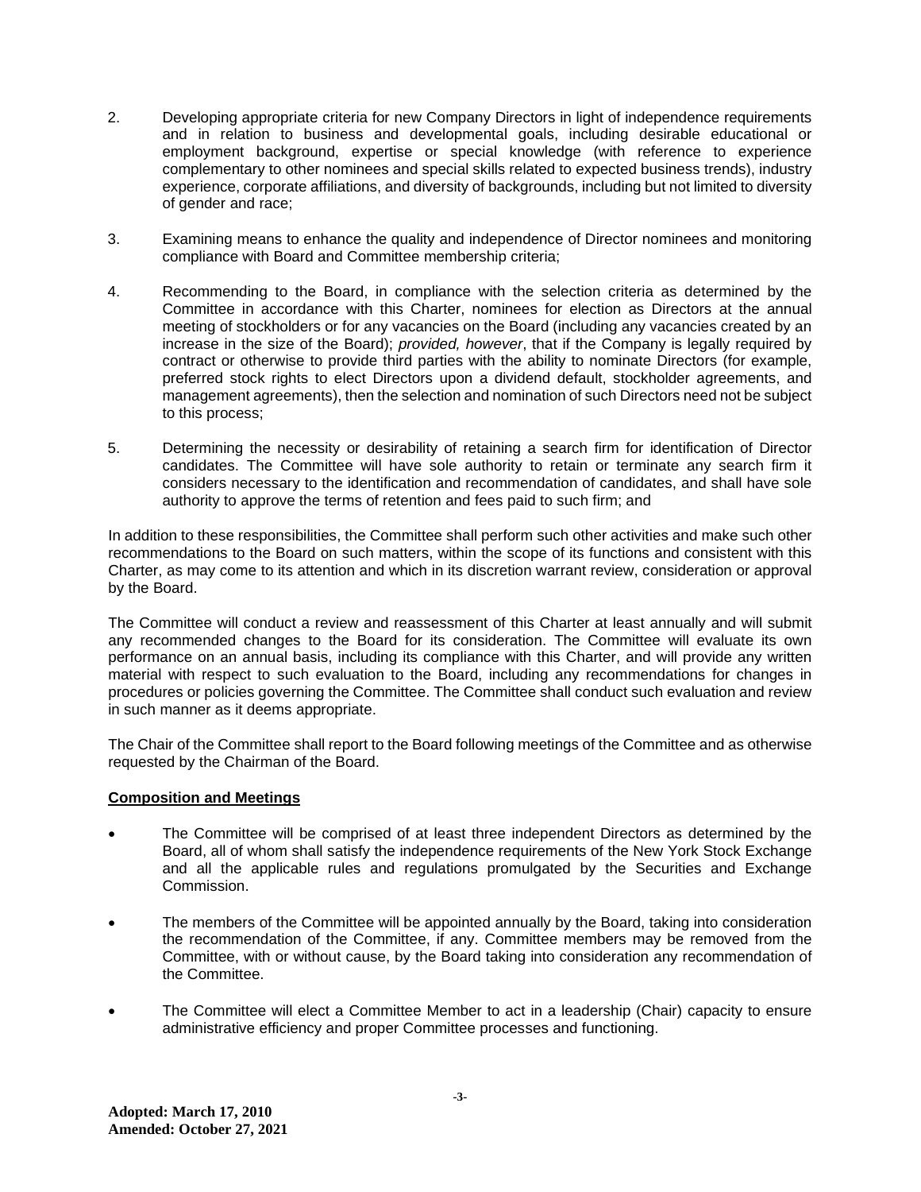2. Developing appropriate criteria for new Company Directors in light of independence requirements and in relation to business and developmental goals, including desirable educational or employment background, expertise or special knowledge (with reference to experience complementary to other nominees and special skills related to expected business trends), industry experience, corporate affiliations, and diversity of backgrounds, including but not limited to diversity of gender and race;

3. Examining means to enhance the quality and independence of Director nominees and monitoring compliance with Board and Committee membership criteria;

4. Recommending to the Board, in compliance with the selection criteria as determined by the Committee in accordance with this Charter, nominees for election as Directors at the annual meeting of stockholders or for any vacancies on the Board (including any vacancies created by an increase in the size of the Board); *provided, however*, that if the Company is legally required by contract or otherwise to provide third parties with the ability to nominate Directors (for example, preferred stock rights to elect Directors upon a dividend default, stockholder agreements, and management agreements), then the selection and nomination of such Directors need not be subject to this process;

5. Determining the necessity or desirability of retaining a search firm for identification of Director candidates. The Committee will have sole authority to retain or terminate any search firm it considers necessary to the identification and recommendation of candidates, and shall have sole authority to approve the terms of retention and fees paid to such firm; and

In addition to these responsibilities, the Committee shall perform such other activities and make such other recommendations to the Board on such matters, within the scope of its functions and consistent with this Charter, as may come to its attention and which in its discretion warrant review, consideration or approval by the Board.

The Committee will conduct a review and reassessment of this Charter at least annually and will submit any recommended changes to the Board for its consideration. The Committee will evaluate its own performance on an annual basis, including its compliance with this Charter, and will provide any written material with respect to such evaluation to the Board, including any recommendations for changes in procedures or policies governing the Committee. The Committee shall conduct such evaluation and review in such manner as it deems appropriate.

The Chair of the Committee shall report to the Board following meetings of the Committee and as otherwise requested by the Chairman of the Board.

**Composition and Meetings**

- The Committee will be comprised of at least three independent Directors as determined by the Board, all of whom shall satisfy the independence requirements of the New York Stock Exchange and all the applicable rules and regulations promulgated by the Securities and Exchange Commission.

- The members of the Committee will be appointed annually by the Board, taking into consideration the recommendation of the Committee, if any. Committee members may be removed from the Committee, with or without cause, by the Board taking into consideration any recommendation of the Committee.

- The Committee will elect a Committee Member to act in a leadership (Chair) capacity to ensure administrative efficiency and proper Committee processes and functioning.

**Adopted: March 17, 2010**
**Amended: October 27, 2021**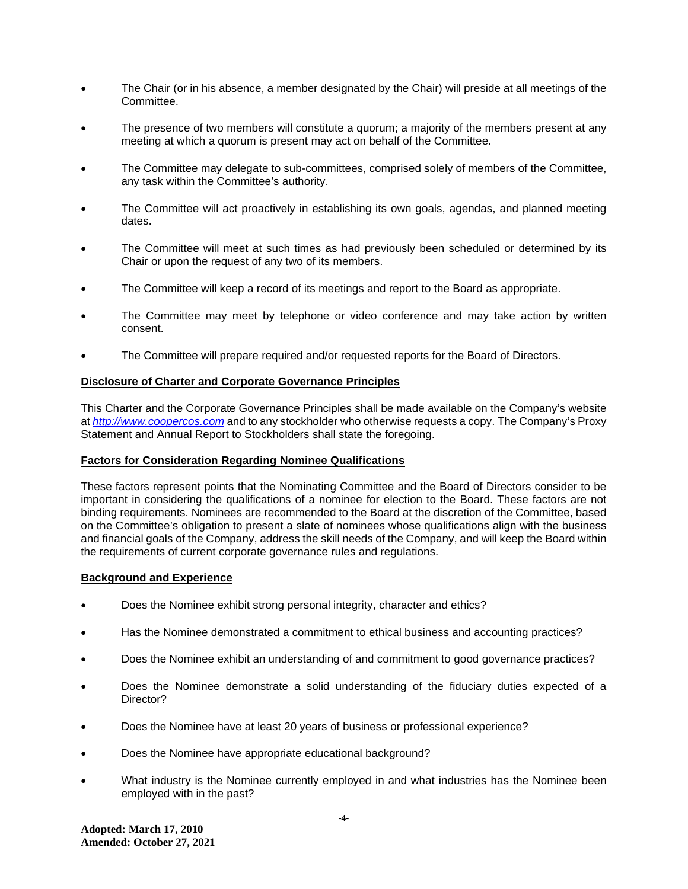- The Chair (or in his absence, a member designated by the Chair) will preside at all meetings of the Committee.
- The presence of two members will constitute a quorum; a majority of the members present at any meeting at which a quorum is present may act on behalf of the Committee.
- The Committee may delegate to sub-committees, comprised solely of members of the Committee, any task within the Committee's authority.
- The Committee will act proactively in establishing its own goals, agendas, and planned meeting dates.
- The Committee will meet at such times as had previously been scheduled or determined by its Chair or upon the request of any two of its members.
- The Committee will keep a record of its meetings and report to the Board as appropriate.
- The Committee may meet by telephone or video conference and may take action by written consent.
- The Committee will prepare required and/or requested reports for the Board of Directors.

**Disclosure of Charter and Corporate Governance Principles**

This Charter and the Corporate Governance Principles shall be made available on the Company's website at *http://www.coopercos.com* and to any stockholder who otherwise requests a copy. The Company's Proxy Statement and Annual Report to Stockholders shall state the foregoing.

**Factors for Consideration Regarding Nominee Qualifications**

These factors represent points that the Nominating Committee and the Board of Directors consider to be important in considering the qualifications of a nominee for election to the Board. These factors are not binding requirements. Nominees are recommended to the Board at the discretion of the Committee, based on the Committee's obligation to present a slate of nominees whose qualifications align with the business and financial goals of the Company, address the skill needs of the Company, and will keep the Board within the requirements of current corporate governance rules and regulations.

**Background and Experience**

- Does the Nominee exhibit strong personal integrity, character and ethics?
- Has the Nominee demonstrated a commitment to ethical business and accounting practices?
- Does the Nominee exhibit an understanding of and commitment to good governance practices?
- Does the Nominee demonstrate a solid understanding of the fiduciary duties expected of a Director?
- Does the Nominee have at least 20 years of business or professional experience?
- Does the Nominee have appropriate educational background?
- What industry is the Nominee currently employed in and what industries has the Nominee been employed with in the past?

**Adopted: March 17, 2010**
**Amended: October 27, 2021**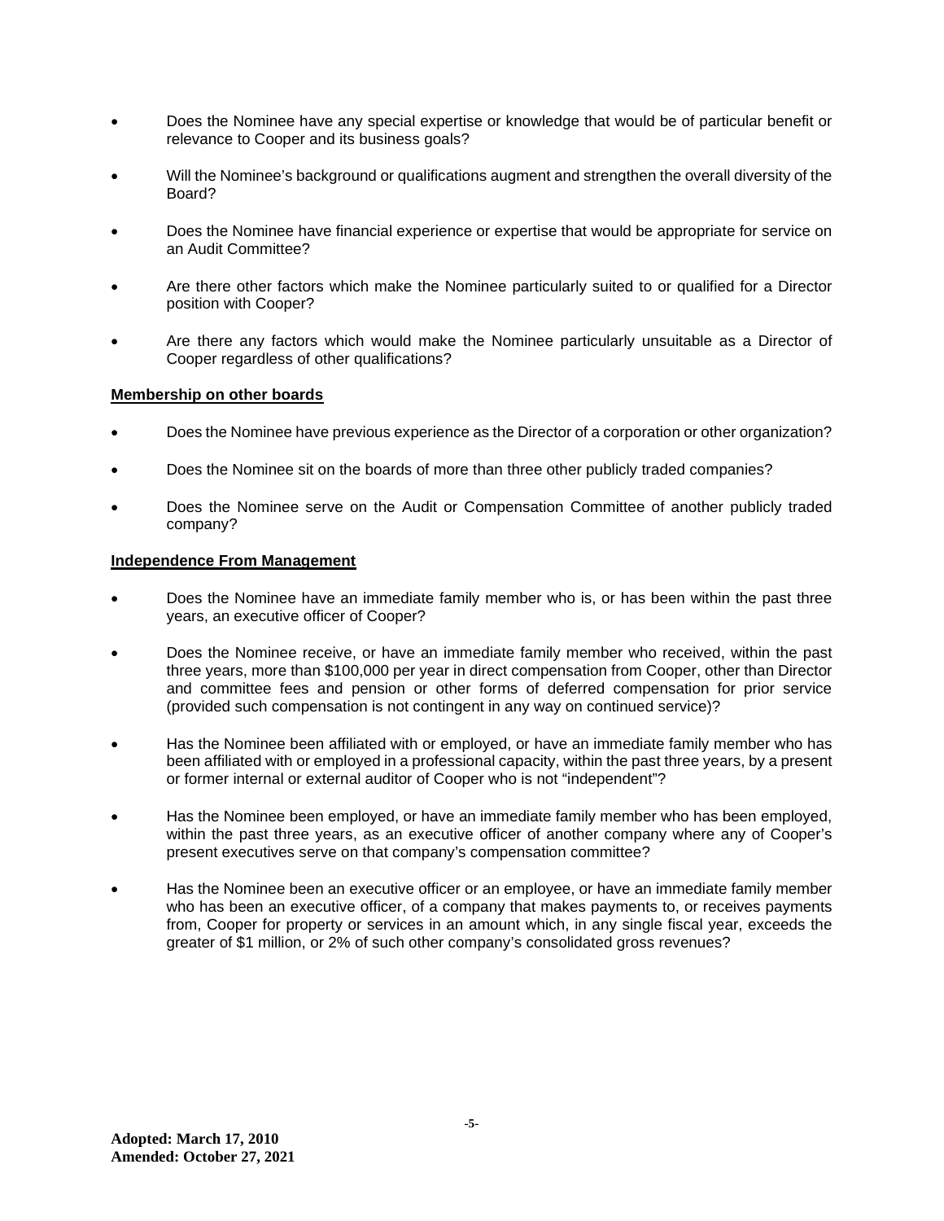- Does the Nominee have any special expertise or knowledge that would be of particular benefit or relevance to Cooper and its business goals?
- Will the Nominee's background or qualifications augment and strengthen the overall diversity of the Board?
- Does the Nominee have financial experience or expertise that would be appropriate for service on an Audit Committee?
- Are there other factors which make the Nominee particularly suited to or qualified for a Director position with Cooper?
- Are there any factors which would make the Nominee particularly unsuitable as a Director of Cooper regardless of other qualifications?

**Membership on other boards**

- Does the Nominee have previous experience as the Director of a corporation or other organization?
- Does the Nominee sit on the boards of more than three other publicly traded companies?
- Does the Nominee serve on the Audit or Compensation Committee of another publicly traded company?

**Independence From Management**

- Does the Nominee have an immediate family member who is, or has been within the past three years, an executive officer of Cooper?
- Does the Nominee receive, or have an immediate family member who received, within the past three years, more than $100,000 per year in direct compensation from Cooper, other than Director and committee fees and pension or other forms of deferred compensation for prior service (provided such compensation is not contingent in any way on continued service)?
- Has the Nominee been affiliated with or employed, or have an immediate family member who has been affiliated with or employed in a professional capacity, within the past three years, by a present or former internal or external auditor of Cooper who is not "independent"?
- Has the Nominee been employed, or have an immediate family member who has been employed, within the past three years, as an executive officer of another company where any of Cooper's present executives serve on that company's compensation committee?
- Has the Nominee been an executive officer or an employee, or have an immediate family member who has been an executive officer, of a company that makes payments to, or receives payments from, Cooper for property or services in an amount which, in any single fiscal year, exceeds the greater of $1 million, or 2% of such other company's consolidated gross revenues?

**Adopted: March 17, 2010**
**Amended: October 27, 2021**